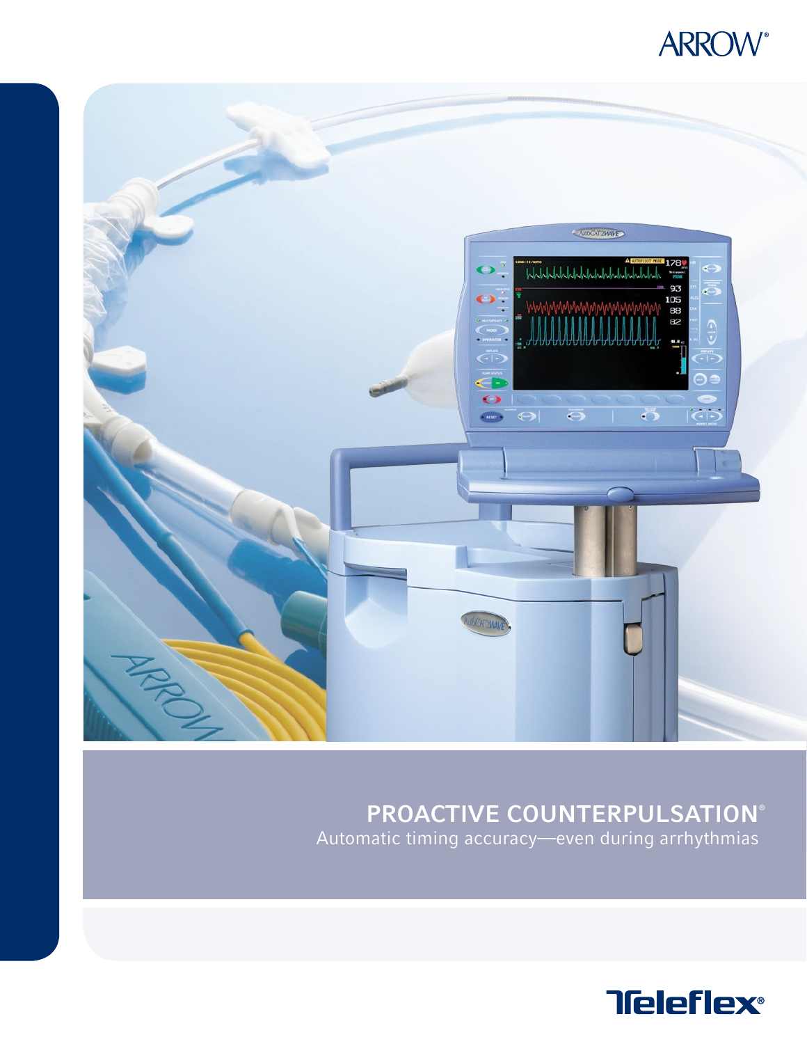ARROW®

# PROACTIVE COUNTERPULSATION®

Automatic timing accuracy—even during arrhythmias

Teleflex®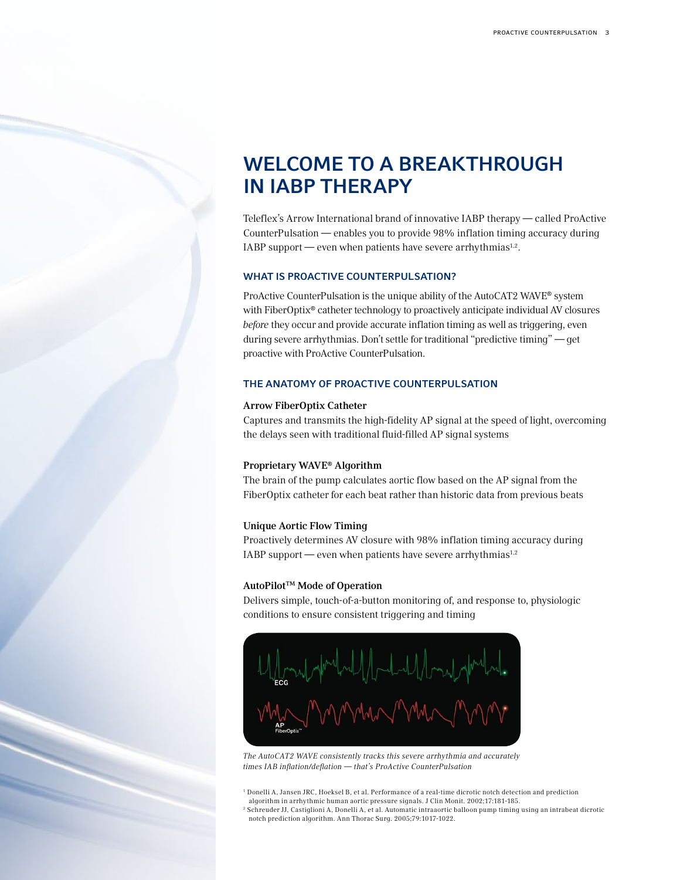# WELCOME TO A BREAKTHROUGH IN IABP THERAPY

Teleflex's Arrow International brand of innovative IABP therapy — called ProActive CounterPulsation — enables you to provide 98% inflation timing accuracy during IABP support — even when patients have severe arrhythmias[1,2].

## WHAT IS PROACTIVE COUNTERPULSATION?

ProActive CounterPulsation is the unique ability of the AutoCAT2 WAVE® system with FiberOptix® catheter technology to proactively anticipate individual AV closures *before* they occur and provide accurate inflation timing as well as triggering, even during severe arrhythmias. Don't settle for traditional "predictive timing" — get proactive with ProActive CounterPulsation.

## THE ANATOMY OF PROACTIVE COUNTERPULSATION

**Arrow FiberOptix Catheter**

Captures and transmits the high-fidelity AP signal at the speed of light, overcoming the delays seen with traditional fluid-filled AP signal systems

**Proprietary WAVE® Algorithm**

The brain of the pump calculates aortic flow based on the AP signal from the FiberOptix catheter for each beat rather than historic data from previous beats

**Unique Aortic Flow Timing**

Proactively determines AV closure with 98% inflation timing accuracy during IABP support — even when patients have severe arrhythmias[1,2]

**AutoPilot™ Mode of Operation**

Delivers simple, touch-of-a-button monitoring of, and response to, physiologic conditions to ensure consistent triggering and timing

*The AutoCAT2 WAVE consistently tracks this severe arrhythmia and accurately times IAB inflation/deflation — that's ProActive CounterPulsation*

[1] Donelli A, Jansen JRC, Hoeksel B, et al. Performance of a real-time dicrotic notch detection and prediction algorithm in arrhythmic human aortic pressure signals. J Clin Monit. 2002;17:181-185.

[2] Schreuder JJ, Castiglioni A, Donelli A, et al. Automatic intraaortic balloon pump timing using an intrabeat dicrotic notch prediction algorithm. Ann Thorac Surg. 2005;79:1017-1022.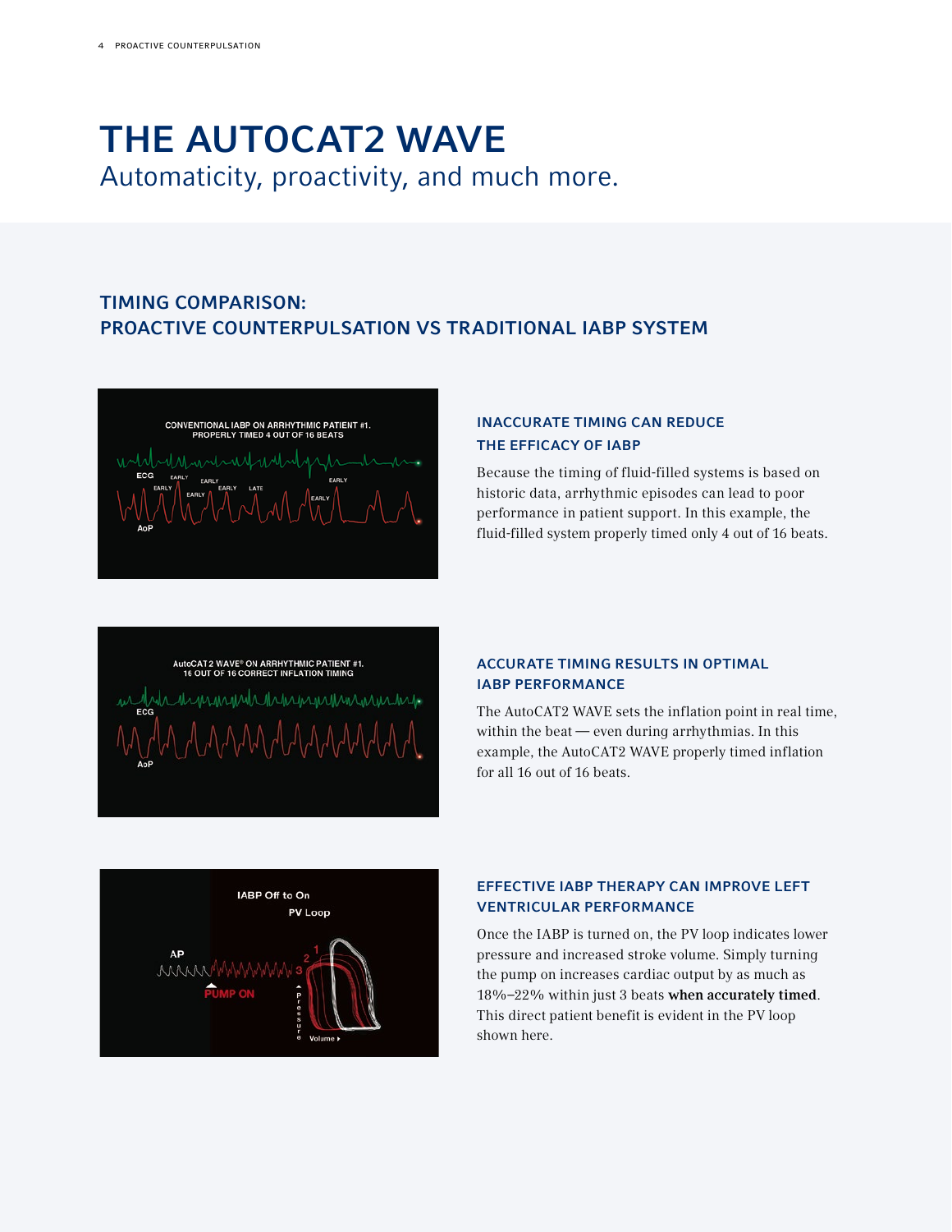# THE AUTOCAT2 WAVE

Automaticity, proactivity, and much more.

## TIMING COMPARISON: PROACTIVE COUNTERPULSATION VS TRADITIONAL IABP SYSTEM

### INACCURATE TIMING CAN REDUCE THE EFFICACY OF IABP

Because the timing of fluid-filled systems is based on historic data, arrhythmic episodes can lead to poor performance in patient support. In this example, the fluid-filled system properly timed only 4 out of 16 beats.

### ACCURATE TIMING RESULTS IN OPTIMAL IABP PERFORMANCE

The AutoCAT2 WAVE sets the inflation point in real time, within the beat — even during arrhythmias. In this example, the AutoCAT2 WAVE properly timed inflation for all 16 out of 16 beats.

### EFFECTIVE IABP THERAPY CAN IMPROVE LEFT VENTRICULAR PERFORMANCE

Once the IABP is turned on, the PV loop indicates lower pressure and increased stroke volume. Simply turning the pump on increases cardiac output by as much as 18%–22% within just 3 beats **when accurately timed**. This direct patient benefit is evident in the PV loop shown here.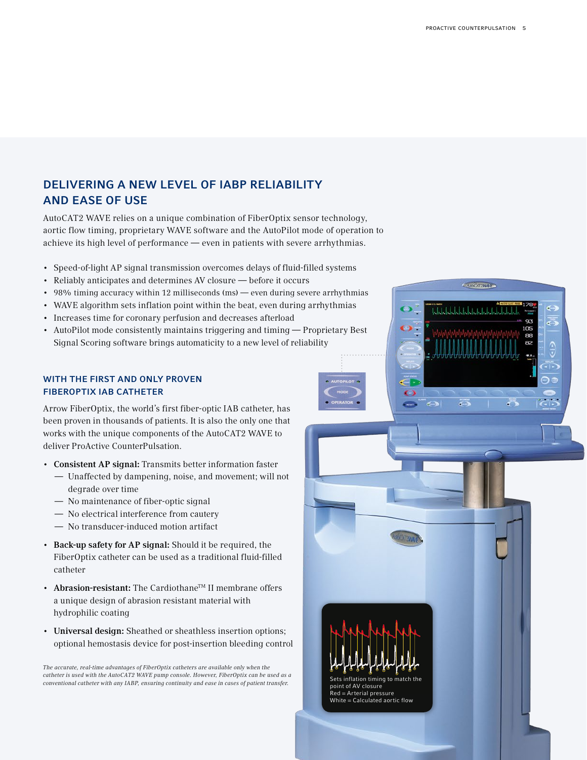## DELIVERING A NEW LEVEL OF IABP RELIABILITY AND EASE OF USE

AutoCAT2 WAVE relies on a unique combination of FiberOptix sensor technology, aortic flow timing, proprietary WAVE software and the AutoPilot mode of operation to achieve its high level of performance — even in patients with severe arrhythmias.

- Speed-of-light AP signal transmission overcomes delays of fluid-filled systems
- Reliably anticipates and determines AV closure — before it occurs
- 98% timing accuracy within 12 milliseconds (ms) — even during severe arrhythmias
- WAVE algorithm sets inflation point within the beat, even during arrhythmias
- Increases time for coronary perfusion and decreases afterload
- AutoPilot mode consistently maintains triggering and timing — Proprietary Best Signal Scoring software brings automaticity to a new level of reliability

### WITH THE FIRST AND ONLY PROVEN FIBEROPTIX IAB CATHETER

Arrow FiberOptix, the world's first fiber-optic IAB catheter, has been proven in thousands of patients. It is also the only one that works with the unique components of the AutoCAT2 WAVE to deliver ProActive CounterPulsation.

- **Consistent AP signal:** Transmits better information faster
  - Unaffected by dampening, noise, and movement; will not degrade over time
  - No maintenance of fiber-optic signal
  - No electrical interference from cautery
  - No transducer-induced motion artifact
- **Back-up safety for AP signal:** Should it be required, the FiberOptix catheter can be used as a traditional fluid-filled catheter
- **Abrasion-resistant:** The Cardiothane™ II membrane offers a unique design of abrasion resistant material with hydrophilic coating
- **Universal design:** Sheathed or sheathless insertion options; optional hemostasis device for post-insertion bleeding control

*The accurate, real-time advantages of FiberOptix catheters are available only when the catheter is used with the AutoCAT2 WAVE pump console. However, FiberOptix can be used as a conventional catheter with any IABP, ensuring continuity and ease in cases of patient transfer.*

AUTOPILOT
MODE
OPERATOR

Sets inflation timing to match the point of AV closure
Red = Arterial pressure
White = Calculated aortic flow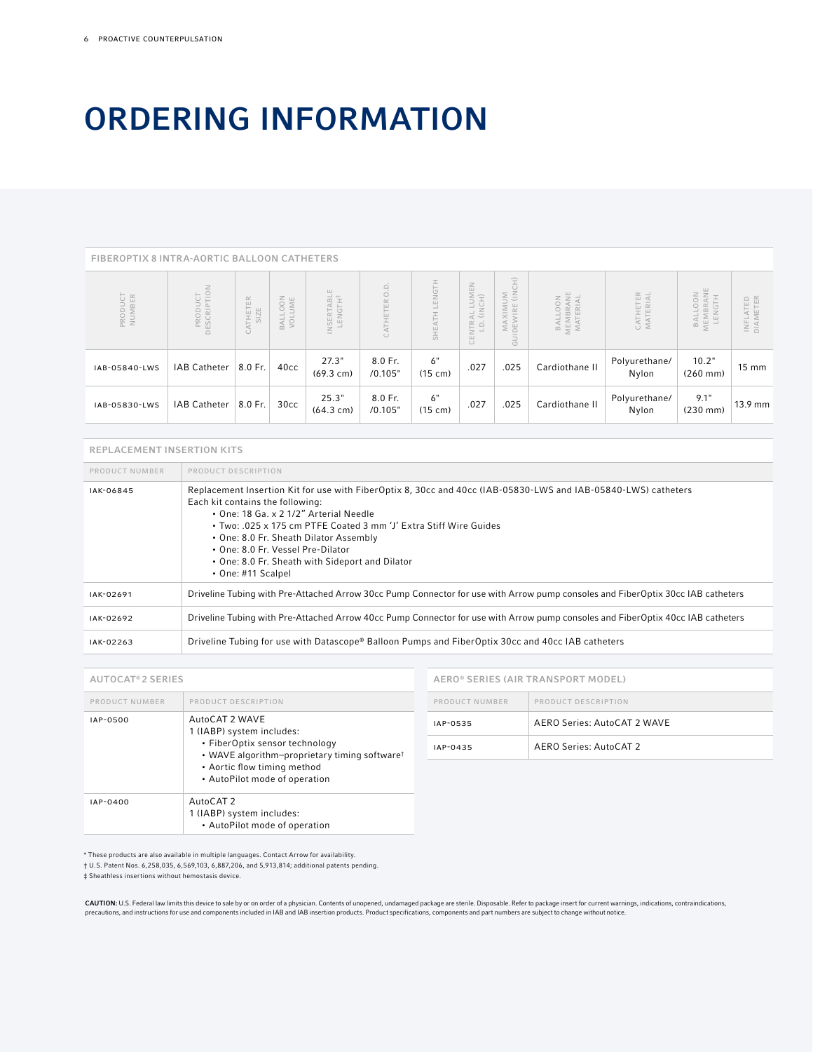# ORDERING INFORMATION

## FIBEROPTIX 8 INTRA-AORTIC BALLOON CATHETERS

| PRODUCT NUMBER | PRODUCT DESCRIPTION | CATHETER SIZE | BALLOON VOLUME | INSERTABLE LENGTH‡ | CATHETER O.D. | SHEATH LENGTH | CENTRAL LUMEN I.D. (INCH) | MAXIMUM GUIDEWIRE (INCH) | BALLOON MEMBRANE MATERIAL | CATHETER MATERIAL | BALLOON MEMBRANE LENGTH | INFLATED DIAMETER |
|---|---|---|---|---|---|---|---|---|---|---|---|---|
| IAB-05840-LWS | IAB Catheter | 8.0 Fr. | 40cc | 27.3" (69.3 cm) | 8.0 Fr. /0.105" | 6" (15 cm) | .027 | .025 | Cardiothane II | Polyurethane/ Nylon | 10.2" (260 mm) | 15 mm |
| IAB-05830-LWS | IAB Catheter | 8.0 Fr. | 30cc | 25.3" (64.3 cm) | 8.0 Fr. /0.105" | 6" (15 cm) | .027 | .025 | Cardiothane II | Polyurethane/ Nylon | 9.1" (230 mm) | 13.9 mm |

## REPLACEMENT INSERTION KITS

| PRODUCT NUMBER | PRODUCT DESCRIPTION |
|---|---|
| IAK-06845 | Replacement Insertion Kit for use with FiberOptix 8, 30cc and 40cc (IAB-05830-LWS and IAB-05840-LWS) catheters<br>Each kit contains the following:<br>• One: 18 Ga. x 2 1/2" Arterial Needle<br>• Two: .025 x 175 cm PTFE Coated 3 mm 'J' Extra Stiff Wire Guides<br>• One: 8.0 Fr. Sheath Dilator Assembly<br>• One: 8.0 Fr. Vessel Pre-Dilator<br>• One: 8.0 Fr. Sheath with Sideport and Dilator<br>• One: #11 Scalpel |
| IAK-02691 | Driveline Tubing with Pre-Attached Arrow 30cc Pump Connector for use with Arrow pump consoles and FiberOptix 30cc IAB catheters |
| IAK-02692 | Driveline Tubing with Pre-Attached Arrow 40cc Pump Connector for use with Arrow pump consoles and FiberOptix 40cc IAB catheters |
| IAK-02263 | Driveline Tubing for use with Datascope® Balloon Pumps and FiberOptix 30cc and 40cc IAB catheters |

## AUTOCAT®2 SERIES

| PRODUCT NUMBER | PRODUCT DESCRIPTION |
|---|---|
| IAP-0500 | AutoCAT 2 WAVE<br>1 (IABP) system includes:<br>• FiberOptix sensor technology<br>• WAVE algorithm–proprietary timing software†<br>• Aortic flow timing method<br>• AutoPilot mode of operation |
| IAP-0400 | AutoCAT 2<br>1 (IABP) system includes:<br>• AutoPilot mode of operation |

## AERO® SERIES (AIR TRANSPORT MODEL)

| PRODUCT NUMBER | PRODUCT DESCRIPTION |
|---|---|
| IAP-0535 | AERO Series: AutoCAT 2 WAVE |
| IAP-0435 | AERO Series: AutoCAT 2 |

* These products are also available in multiple languages. Contact Arrow for availability.
† U.S. Patent Nos. 6,258,035, 6,569,103, 6,887,206, and 5,913,814; additional patents pending.
‡ Sheathless insertions without hemostasis device.

**CAUTION:** U.S. Federal law limits this device to sale by or on order of a physician. Contents of unopened, undamaged package are sterile. Disposable. Refer to package insert for current warnings, indications, contraindications, precautions, and instructions for use and components included in IAB and IAB insertion products. Product specifications, components and part numbers are subject to change without notice.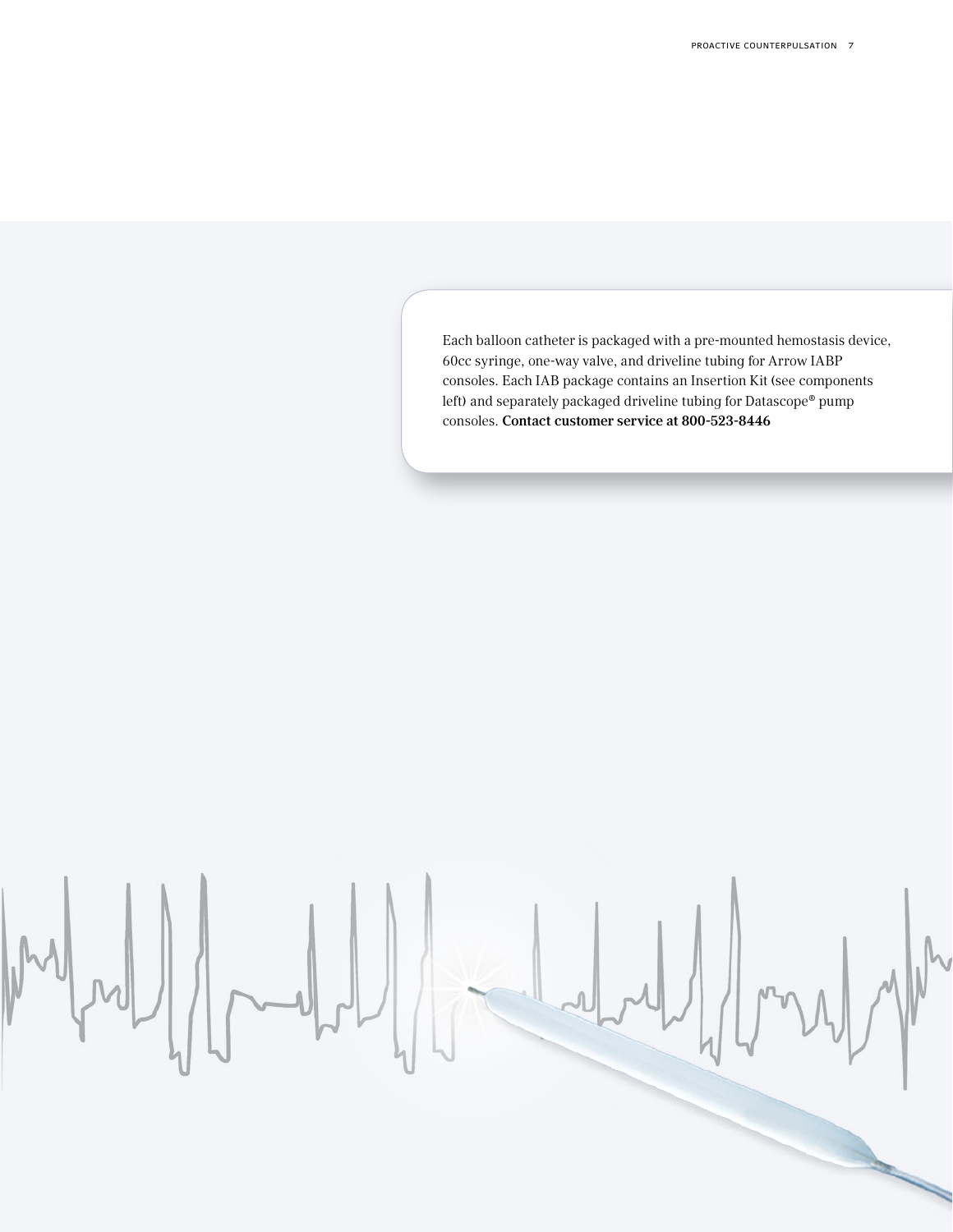Each balloon catheter is packaged with a pre-mounted hemostasis device, 60cc syringe, one-way valve, and driveline tubing for Arrow IABP consoles. Each IAB package contains an Insertion Kit (see components left) and separately packaged driveline tubing for Datascope® pump consoles. **Contact customer service at 800-523-8446**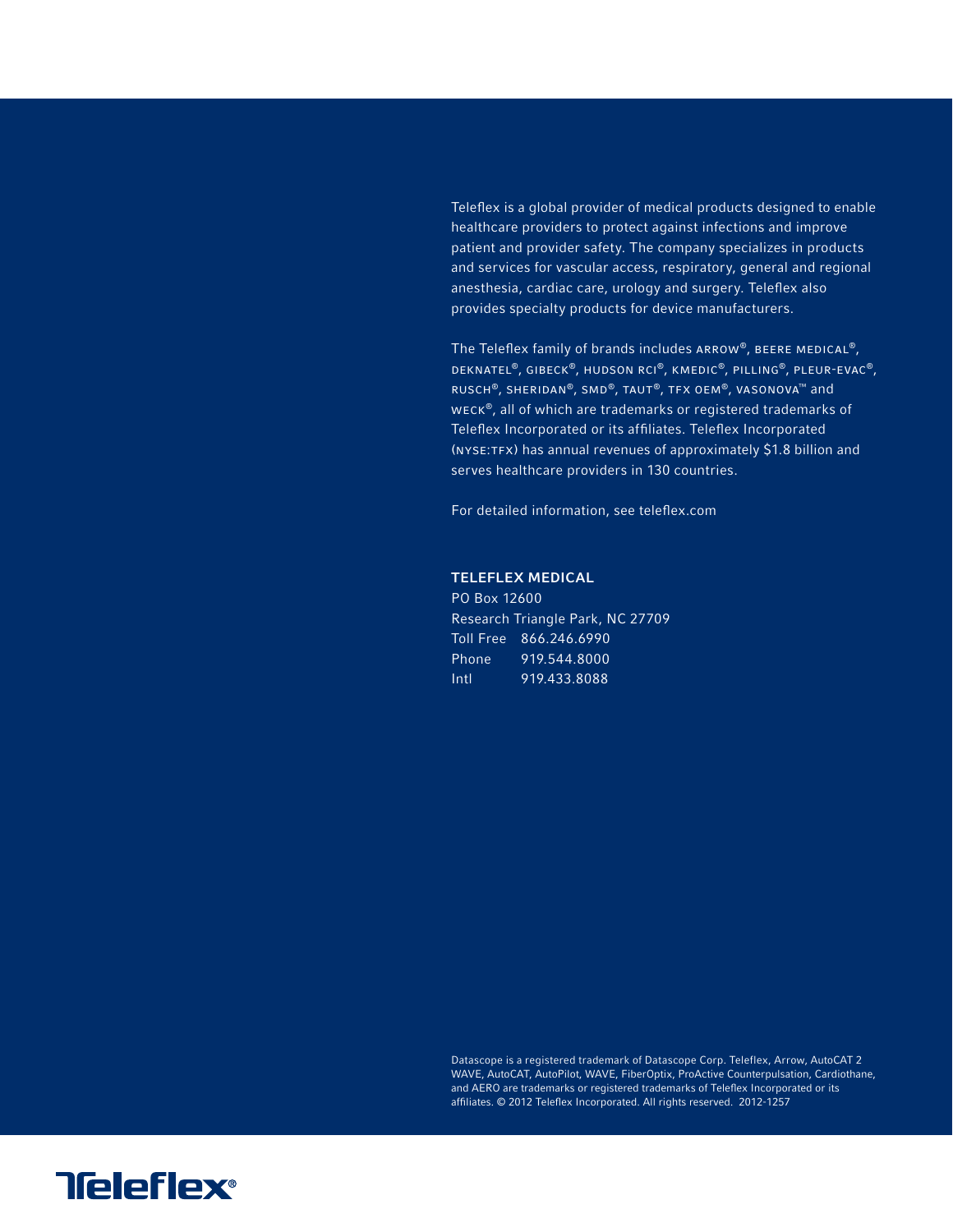Teleflex is a global provider of medical products designed to enable healthcare providers to protect against infections and improve patient and provider safety. The company specializes in products and services for vascular access, respiratory, general and regional anesthesia, cardiac care, urology and surgery. Teleflex also provides specialty products for device manufacturers.

The Teleflex family of brands includes ARROW®, BEERE MEDICAL®, DEKNATEL®, GIBECK®, HUDSON RCI®, KMEDIC®, PILLING®, PLEUR-EVAC®, RUSCH®, SHERIDAN®, SMD®, TAUT®, TFX OEM®, VASONOVA™ and WECK®, all of which are trademarks or registered trademarks of Teleflex Incorporated or its affiliates. Teleflex Incorporated (NYSE:TFX) has annual revenues of approximately $1.8 billion and serves healthcare providers in 130 countries.

For detailed information, see teleflex.com

**TELEFLEX MEDICAL**
PO Box 12600
Research Triangle Park, NC 27709

| | |
|---|---|
| Toll Free | 866.246.6990 |
| Phone | 919.544.8000 |
| Intl | 919.433.8088 |

Datascope is a registered trademark of Datascope Corp. Teleflex, Arrow, AutoCAT 2 WAVE, AutoCAT, AutoPilot, WAVE, FiberOptix, ProActive Counterpulsation, Cardiothane, and AERO are trademarks or registered trademarks of Teleflex Incorporated or its affiliates. © 2012 Teleflex Incorporated. All rights reserved. 2012-1257

Teleflex®